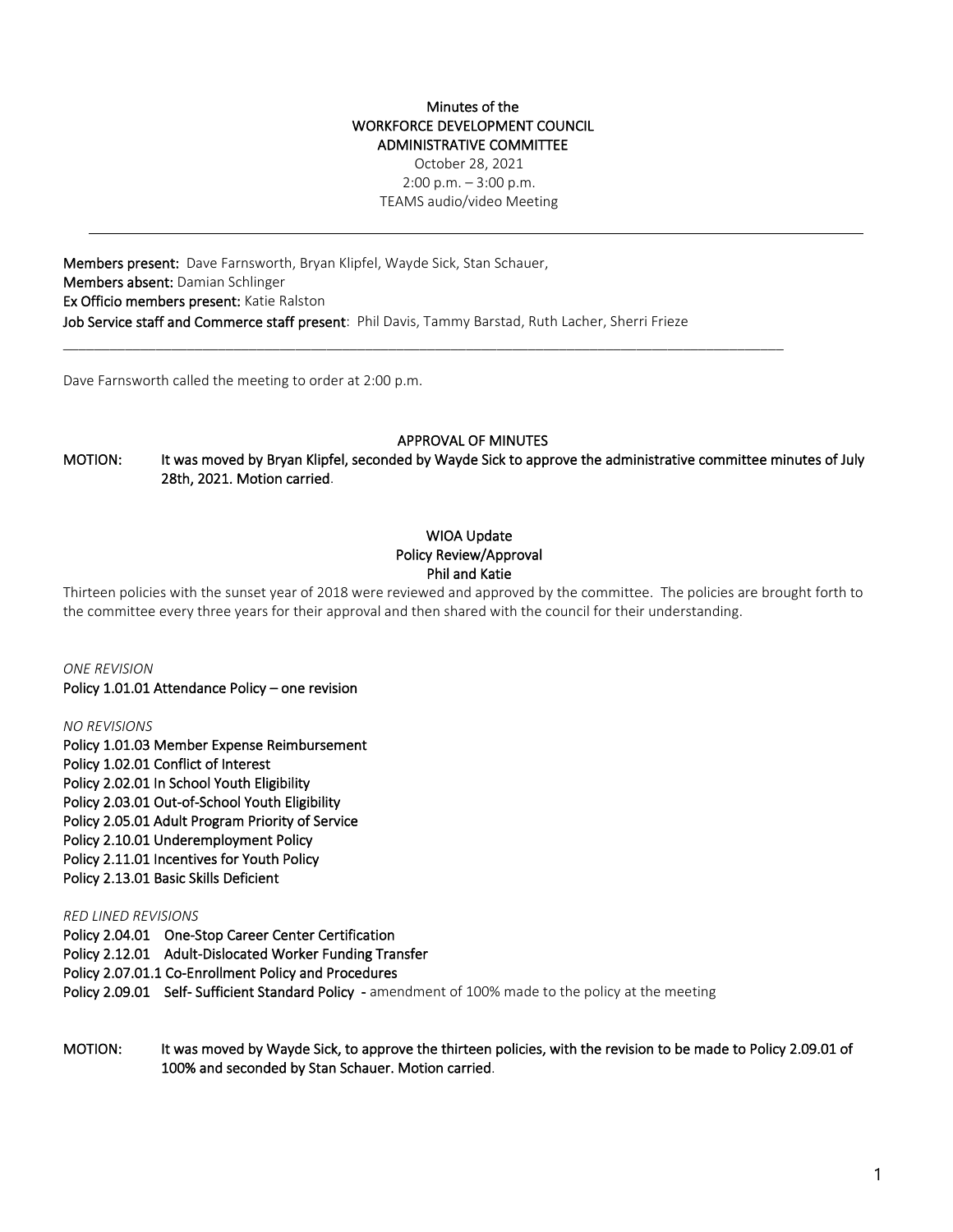**Minutes of the**
**WORKFORCE DEVELOPMENT COUNCIL**
**ADMINISTRATIVE COMMITTEE**
October 28, 2021
2:00 p.m. – 3:00 p.m.
TEAMS audio/video Meeting

---

**Members present:** Dave Farnsworth, Bryan Klipfel, Wayde Sick, Stan Schauer,
**Members absent:** Damian Schlinger
**Ex Officio members present:** Katie Ralston
**Job Service staff and Commerce staff present**: Phil Davis, Tammy Barstad, Ruth Lacher, Sherri Frieze

---

Dave Farnsworth called the meeting to order at 2:00 p.m.

**APPROVAL OF MINUTES**

**MOTION: It was moved by Bryan Klipfel, seconded by Wayde Sick to approve the administrative committee minutes of July 28th, 2021. Motion carried.**

**WIOA Update**
**Policy Review/Approval**
**Phil and Katie**

Thirteen policies with the sunset year of 2018 were reviewed and approved by the committee. The policies are brought forth to the committee every three years for their approval and then shared with the council for their understanding.

*ONE REVISION*
**Policy 1.01.01 Attendance Policy – one revision**

*NO REVISIONS*
**Policy 1.01.03 Member Expense Reimbursement**
**Policy 1.02.01 Conflict of Interest**
**Policy 2.02.01 In School Youth Eligibility**
**Policy 2.03.01 Out-of-School Youth Eligibility**
**Policy 2.05.01 Adult Program Priority of Service**
**Policy 2.10.01 Underemployment Policy**
**Policy 2.11.01 Incentives for Youth Policy**
**Policy 2.13.01 Basic Skills Deficient**

*RED LINED REVISIONS*
**Policy 2.04.01 One-Stop Career Center Certification**
**Policy 2.12.01 Adult-Dislocated Worker Funding Transfer**
**Policy 2.07.01.1 Co-Enrollment Policy and Procedures**
**Policy 2.09.01 Self- Sufficient Standard Policy -** amendment of 100% made to the policy at the meeting

**MOTION: It was moved by Wayde Sick, to approve the thirteen policies, with the revision to be made to Policy 2.09.01 of 100% and seconded by Stan Schauer. Motion carried.**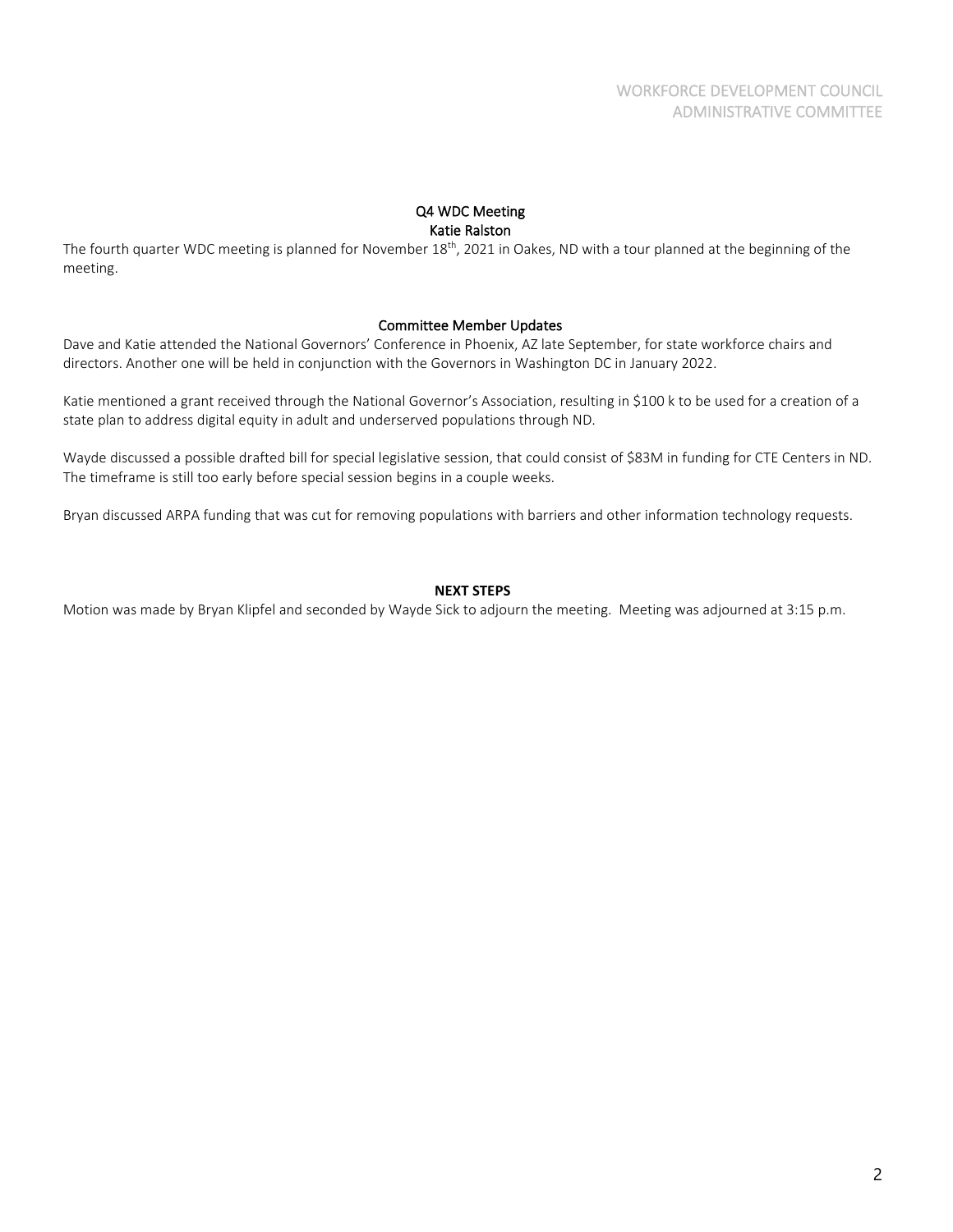## Q4 WDC Meeting
### Katie Ralston

The fourth quarter WDC meeting is planned for November 18th, 2021 in Oakes, ND with a tour planned at the beginning of the meeting.

## Committee Member Updates

Dave and Katie attended the National Governors' Conference in Phoenix, AZ late September, for state workforce chairs and directors. Another one will be held in conjunction with the Governors in Washington DC in January 2022.

Katie mentioned a grant received through the National Governor's Association, resulting in $100 k to be used for a creation of a state plan to address digital equity in adult and underserved populations through ND.

Wayde discussed a possible drafted bill for special legislative session, that could consist of $83M in funding for CTE Centers in ND. The timeframe is still too early before special session begins in a couple weeks.

Bryan discussed ARPA funding that was cut for removing populations with barriers and other information technology requests.

## NEXT STEPS

Motion was made by Bryan Klipfel and seconded by Wayde Sick to adjourn the meeting. Meeting was adjourned at 3:15 p.m.